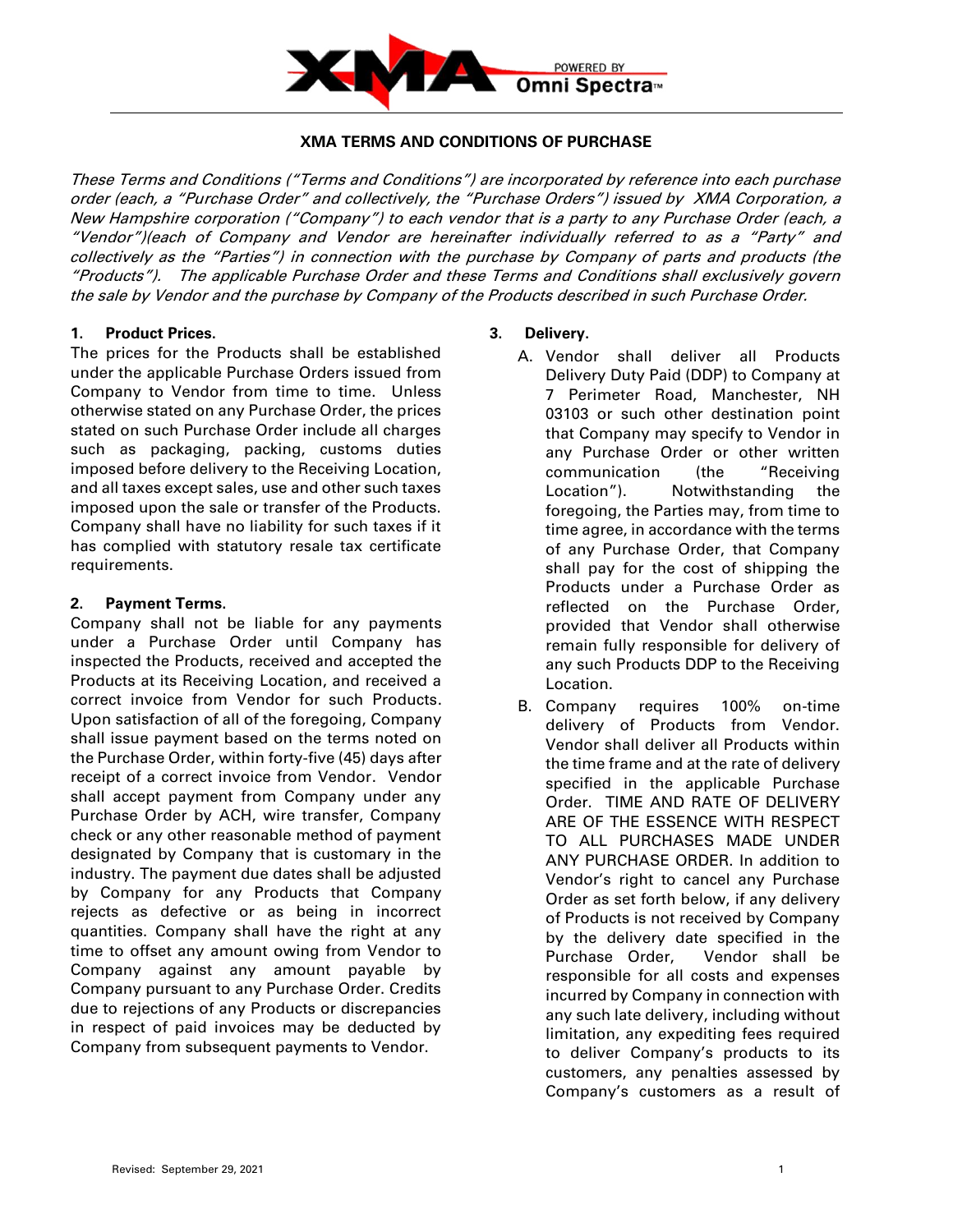# XMA TERMS AND CONDITIONS OF PURCHASE

*These Terms and Conditions ("Terms and Conditions") are incorporated by reference into each purchase order (each, a "Purchase Order" and collectively, the "Purchase Orders") issued by XMA Corporation, a New Hampshire corporation ("Company") to each vendor that is a party to any Purchase Order (each, a "Vendor")(each of Company and Vendor are hereinafter individually referred to as a "Party" and collectively as the "Parties") in connection with the purchase by Company of parts and products (the "Products"). The applicable Purchase Order and these Terms and Conditions shall exclusively govern the sale by Vendor and the purchase by Company of the Products described in such Purchase Order.*

**1. Product Prices.**

The prices for the Products shall be established under the applicable Purchase Orders issued from Company to Vendor from time to time. Unless otherwise stated on any Purchase Order, the prices stated on such Purchase Order include all charges such as packaging, packing, customs duties imposed before delivery to the Receiving Location, and all taxes except sales, use and other such taxes imposed upon the sale or transfer of the Products. Company shall have no liability for such taxes if it has complied with statutory resale tax certificate requirements.

**2. Payment Terms.**

Company shall not be liable for any payments under a Purchase Order until Company has inspected the Products, received and accepted the Products at its Receiving Location, and received a correct invoice from Vendor for such Products. Upon satisfaction of all of the foregoing, Company shall issue payment based on the terms noted on the Purchase Order, within forty-five (45) days after receipt of a correct invoice from Vendor. Vendor shall accept payment from Company under any Purchase Order by ACH, wire transfer, Company check or any other reasonable method of payment designated by Company that is customary in the industry. The payment due dates shall be adjusted by Company for any Products that Company rejects as defective or as being in incorrect quantities. Company shall have the right at any time to offset any amount owing from Vendor to Company against any amount payable by Company pursuant to any Purchase Order. Credits due to rejections of any Products or discrepancies in respect of paid invoices may be deducted by Company from subsequent payments to Vendor.

**3. Delivery.**

A. Vendor shall deliver all Products Delivery Duty Paid (DDP) to Company at 7 Perimeter Road, Manchester, NH 03103 or such other destination point that Company may specify to Vendor in any Purchase Order or other written communication (the "Receiving Location"). Notwithstanding the foregoing, the Parties may, from time to time agree, in accordance with the terms of any Purchase Order, that Company shall pay for the cost of shipping the Products under a Purchase Order as reflected on the Purchase Order, provided that Vendor shall otherwise remain fully responsible for delivery of any such Products DDP to the Receiving Location.

B. Company requires 100% on-time delivery of Products from Vendor. Vendor shall deliver all Products within the time frame and at the rate of delivery specified in the applicable Purchase Order. TIME AND RATE OF DELIVERY ARE OF THE ESSENCE WITH RESPECT TO ALL PURCHASES MADE UNDER ANY PURCHASE ORDER. In addition to Vendor's right to cancel any Purchase Order as set forth below, if any delivery of Products is not received by Company by the delivery date specified in the Purchase Order, Vendor shall be responsible for all costs and expenses incurred by Company in connection with any such late delivery, including without limitation, any expediting fees required to deliver Company's products to its customers, any penalties assessed by Company's customers as a result of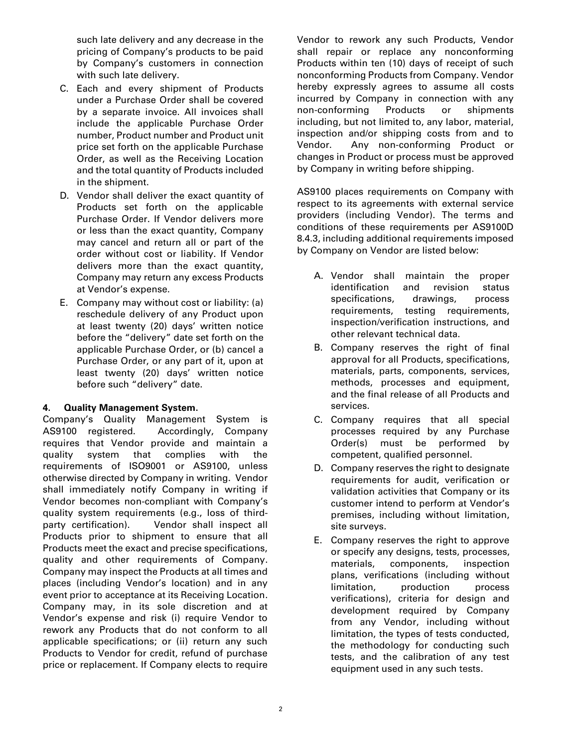such late delivery and any decrease in the pricing of Company's products to be paid by Company's customers in connection with such late delivery.

C. Each and every shipment of Products under a Purchase Order shall be covered by a separate invoice. All invoices shall include the applicable Purchase Order number, Product number and Product unit price set forth on the applicable Purchase Order, as well as the Receiving Location and the total quantity of Products included in the shipment.

D. Vendor shall deliver the exact quantity of Products set forth on the applicable Purchase Order. If Vendor delivers more or less than the exact quantity, Company may cancel and return all or part of the order without cost or liability. If Vendor delivers more than the exact quantity, Company may return any excess Products at Vendor's expense.

E. Company may without cost or liability: (a) reschedule delivery of any Product upon at least twenty (20) days' written notice before the "delivery" date set forth on the applicable Purchase Order, or (b) cancel a Purchase Order, or any part of it, upon at least twenty (20) days' written notice before such "delivery" date.

**4. Quality Management System.**

Company's Quality Management System is AS9100 registered. Accordingly, Company requires that Vendor provide and maintain a quality system that complies with the requirements of ISO9001 or AS9100, unless otherwise directed by Company in writing. Vendor shall immediately notify Company in writing if Vendor becomes non-compliant with Company's quality system requirements (e.g., loss of third-party certification). Vendor shall inspect all Products prior to shipment to ensure that all Products meet the exact and precise specifications, quality and other requirements of Company. Company may inspect the Products at all times and places (including Vendor's location) and in any event prior to acceptance at its Receiving Location. Company may, in its sole discretion and at Vendor's expense and risk (i) require Vendor to rework any Products that do not conform to all applicable specifications; or (ii) return any such Products to Vendor for credit, refund of purchase price or replacement. If Company elects to require Vendor to rework any such Products, Vendor shall repair or replace any nonconforming Products within ten (10) days of receipt of such nonconforming Products from Company. Vendor hereby expressly agrees to assume all costs incurred by Company in connection with any non-conforming Products or shipments including, but not limited to, any labor, material, inspection and/or shipping costs from and to Vendor. Any non-conforming Product or changes in Product or process must be approved by Company in writing before shipping.

AS9100 places requirements on Company with respect to its agreements with external service providers (including Vendor). The terms and conditions of these requirements per AS9100D 8.4.3, including additional requirements imposed by Company on Vendor are listed below:

A. Vendor shall maintain the proper identification and revision status specifications, drawings, process requirements, testing requirements, inspection/verification instructions, and other relevant technical data.

B. Company reserves the right of final approval for all Products, specifications, materials, parts, components, services, methods, processes and equipment, and the final release of all Products and services.

C. Company requires that all special processes required by any Purchase Order(s) must be performed by competent, qualified personnel.

D. Company reserves the right to designate requirements for audit, verification or validation activities that Company or its customer intend to perform at Vendor's premises, including without limitation, site surveys.

E. Company reserves the right to approve or specify any designs, tests, processes, materials, components, inspection plans, verifications (including without limitation, production process verifications), criteria for design and development required by Company from any Vendor, including without limitation, the types of tests conducted, the methodology for conducting such tests, and the calibration of any test equipment used in any such tests.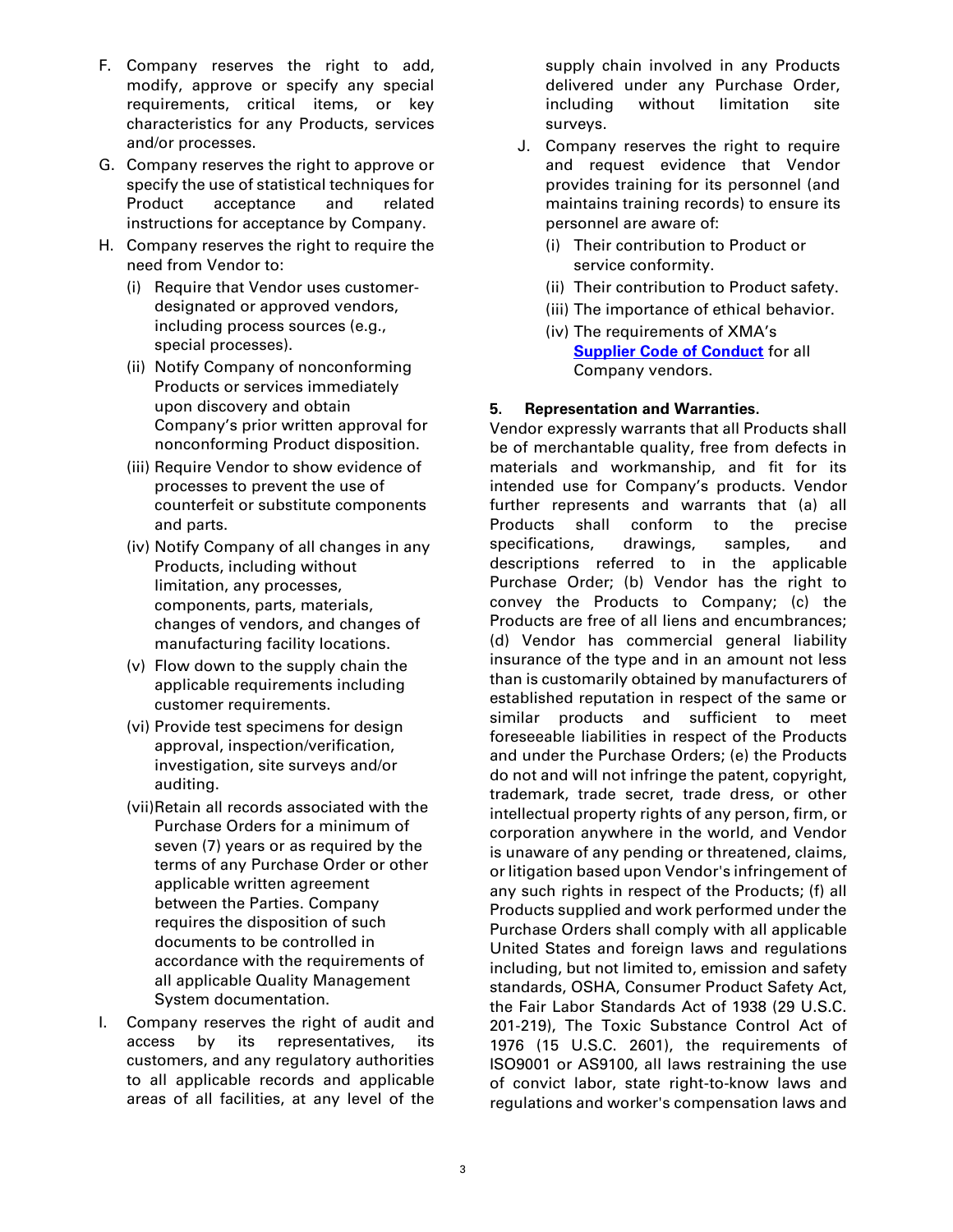F. Company reserves the right to add, modify, approve or specify any special requirements, critical items, or key characteristics for any Products, services and/or processes.

G. Company reserves the right to approve or specify the use of statistical techniques for Product acceptance and related instructions for acceptance by Company.

H. Company reserves the right to require the need from Vendor to:

   (i) Require that Vendor uses customer-designated or approved vendors, including process sources (e.g., special processes).

   (ii) Notify Company of nonconforming Products or services immediately upon discovery and obtain Company's prior written approval for nonconforming Product disposition.

   (iii) Require Vendor to show evidence of processes to prevent the use of counterfeit or substitute components and parts.

   (iv) Notify Company of all changes in any Products, including without limitation, any processes, components, parts, materials, changes of vendors, and changes of manufacturing facility locations.

   (v) Flow down to the supply chain the applicable requirements including customer requirements.

   (vi) Provide test specimens for design approval, inspection/verification, investigation, site surveys and/or auditing.

   (vii) Retain all records associated with the Purchase Orders for a minimum of seven (7) years or as required by the terms of any Purchase Order or other applicable written agreement between the Parties. Company requires the disposition of such documents to be controlled in accordance with the requirements of all applicable Quality Management System documentation.

I. Company reserves the right of audit and access by its representatives, its customers, and any regulatory authorities to all applicable records and applicable areas of all facilities, at any level of the supply chain involved in any Products delivered under any Purchase Order, including without limitation site surveys.

J. Company reserves the right to require and request evidence that Vendor provides training for its personnel (and maintains training records) to ensure its personnel are aware of:

   (i) Their contribution to Product or service conformity.

   (ii) Their contribution to Product safety.

   (iii) The importance of ethical behavior.

   (iv) The requirements of XMA's **Supplier Code of Conduct** for all Company vendors.

**5. Representation and Warranties.**

Vendor expressly warrants that all Products shall be of merchantable quality, free from defects in materials and workmanship, and fit for its intended use for Company's products. Vendor further represents and warrants that (a) all Products shall conform to the precise specifications, drawings, samples, and descriptions referred to in the applicable Purchase Order; (b) Vendor has the right to convey the Products to Company; (c) the Products are free of all liens and encumbrances; (d) Vendor has commercial general liability insurance of the type and in an amount not less than is customarily obtained by manufacturers of established reputation in respect of the same or similar products and sufficient to meet foreseeable liabilities in respect of the Products and under the Purchase Orders; (e) the Products do not and will not infringe the patent, copyright, trademark, trade secret, trade dress, or other intellectual property rights of any person, firm, or corporation anywhere in the world, and Vendor is unaware of any pending or threatened, claims, or litigation based upon Vendor's infringement of any such rights in respect of the Products; (f) all Products supplied and work performed under the Purchase Orders shall comply with all applicable United States and foreign laws and regulations including, but not limited to, emission and safety standards, OSHA, Consumer Product Safety Act, the Fair Labor Standards Act of 1938 (29 U.S.C. 201-219), The Toxic Substance Control Act of 1976 (15 U.S.C. 2601), the requirements of ISO9001 or AS9100, all laws restraining the use of convict labor, state right-to-know laws and regulations and worker's compensation laws and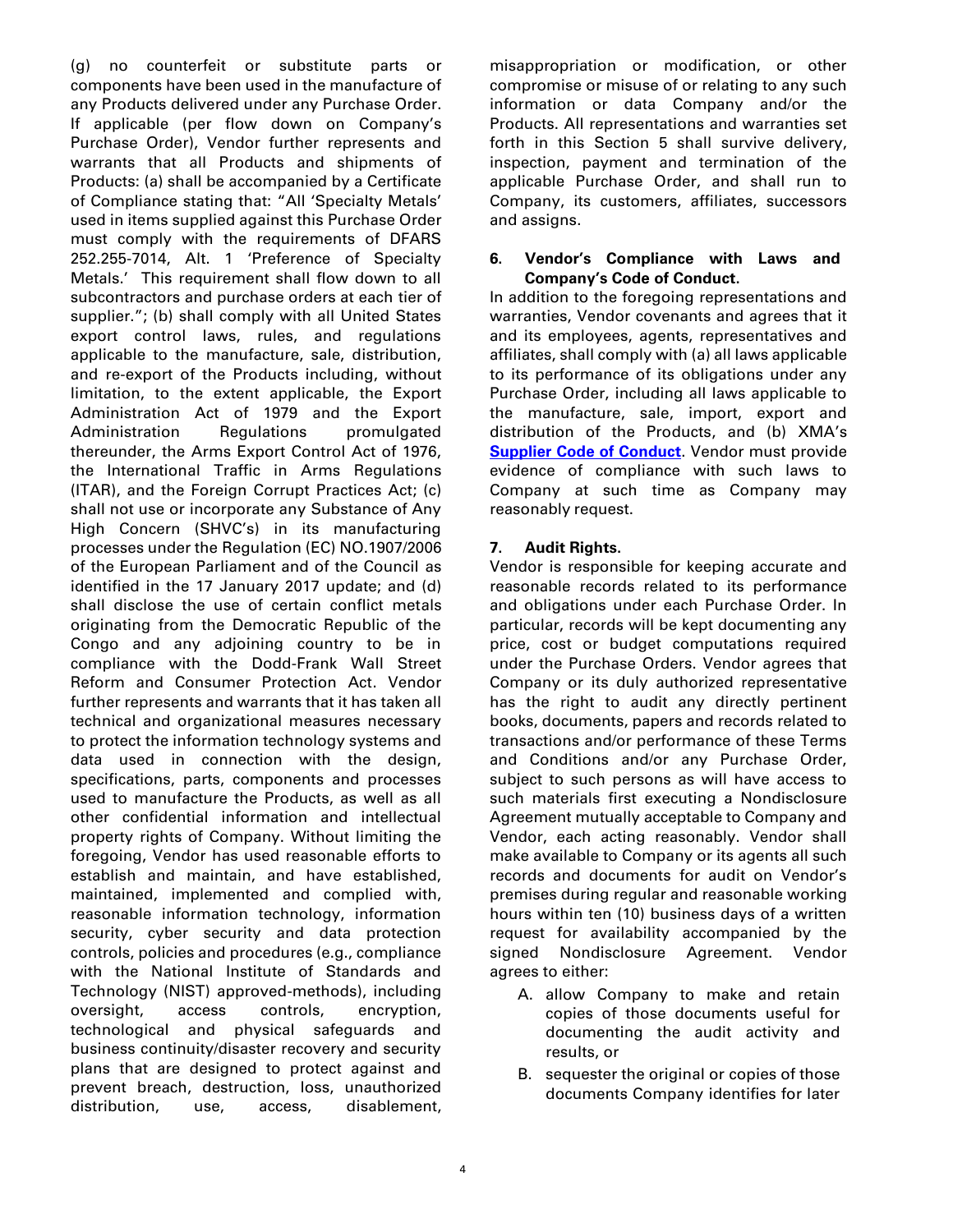(g) no counterfeit or substitute parts or components have been used in the manufacture of any Products delivered under any Purchase Order. If applicable (per flow down on Company's Purchase Order), Vendor further represents and warrants that all Products and shipments of Products: (a) shall be accompanied by a Certificate of Compliance stating that: "All 'Specialty Metals' used in items supplied against this Purchase Order must comply with the requirements of DFARS 252.255-7014, Alt. 1 'Preference of Specialty Metals.' This requirement shall flow down to all subcontractors and purchase orders at each tier of supplier."; (b) shall comply with all United States export control laws, rules, and regulations applicable to the manufacture, sale, distribution, and re-export of the Products including, without limitation, to the extent applicable, the Export Administration Act of 1979 and the Export Administration Regulations promulgated thereunder, the Arms Export Control Act of 1976, the International Traffic in Arms Regulations (ITAR), and the Foreign Corrupt Practices Act; (c) shall not use or incorporate any Substance of Any High Concern (SHVC's) in its manufacturing processes under the Regulation (EC) NO.1907/2006 of the European Parliament and of the Council as identified in the 17 January 2017 update; and (d) shall disclose the use of certain conflict metals originating from the Democratic Republic of the Congo and any adjoining country to be in compliance with the Dodd-Frank Wall Street Reform and Consumer Protection Act. Vendor further represents and warrants that it has taken all technical and organizational measures necessary to protect the information technology systems and data used in connection with the design, specifications, parts, components and processes used to manufacture the Products, as well as all other confidential information and intellectual property rights of Company. Without limiting the foregoing, Vendor has used reasonable efforts to establish and maintain, and have established, maintained, implemented and complied with, reasonable information technology, information security, cyber security and data protection controls, policies and procedures (e.g., compliance with the National Institute of Standards and Technology (NIST) approved-methods), including oversight, access controls, encryption, technological and physical safeguards and business continuity/disaster recovery and security plans that are designed to protect against and prevent breach, destruction, loss, unauthorized distribution, use, access, disablement, misappropriation or modification, or other compromise or misuse of or relating to any such information or data Company and/or the Products. All representations and warranties set forth in this Section 5 shall survive delivery, inspection, payment and termination of the applicable Purchase Order, and shall run to Company, its customers, affiliates, successors and assigns.

**6. Vendor's Compliance with Laws and Company's Code of Conduct.**

In addition to the foregoing representations and warranties, Vendor covenants and agrees that it and its employees, agents, representatives and affiliates, shall comply with (a) all laws applicable to its performance of its obligations under any Purchase Order, including all laws applicable to the manufacture, sale, import, export and distribution of the Products, and (b) XMA's **Supplier Code of Conduct**. Vendor must provide evidence of compliance with such laws to Company at such time as Company may reasonably request.

**7. Audit Rights.**

Vendor is responsible for keeping accurate and reasonable records related to its performance and obligations under each Purchase Order. In particular, records will be kept documenting any price, cost or budget computations required under the Purchase Orders. Vendor agrees that Company or its duly authorized representative has the right to audit any directly pertinent books, documents, papers and records related to transactions and/or performance of these Terms and Conditions and/or any Purchase Order, subject to such persons as will have access to such materials first executing a Nondisclosure Agreement mutually acceptable to Company and Vendor, each acting reasonably. Vendor shall make available to Company or its agents all such records and documents for audit on Vendor's premises during regular and reasonable working hours within ten (10) business days of a written request for availability accompanied by the signed Nondisclosure Agreement. Vendor agrees to either:

A. allow Company to make and retain copies of those documents useful for documenting the audit activity and results, or
B. sequester the original or copies of those documents Company identifies for later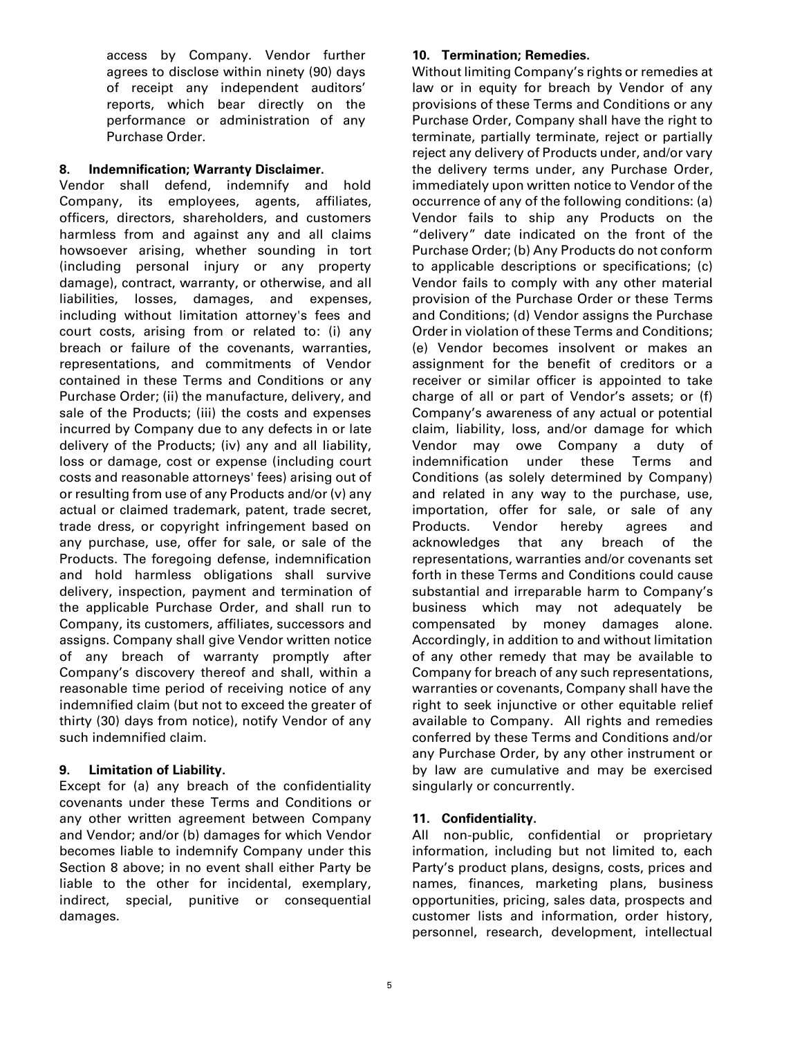access by Company. Vendor further agrees to disclose within ninety (90) days of receipt any independent auditors' reports, which bear directly on the performance or administration of any Purchase Order.

**8. Indemnification; Warranty Disclaimer.**

Vendor shall defend, indemnify and hold Company, its employees, agents, affiliates, officers, directors, shareholders, and customers harmless from and against any and all claims howsoever arising, whether sounding in tort (including personal injury or any property damage), contract, warranty, or otherwise, and all liabilities, losses, damages, and expenses, including without limitation attorney's fees and court costs, arising from or related to: (i) any breach or failure of the covenants, warranties, representations, and commitments of Vendor contained in these Terms and Conditions or any Purchase Order; (ii) the manufacture, delivery, and sale of the Products; (iii) the costs and expenses incurred by Company due to any defects in or late delivery of the Products; (iv) any and all liability, loss or damage, cost or expense (including court costs and reasonable attorneys' fees) arising out of or resulting from use of any Products and/or (v) any actual or claimed trademark, patent, trade secret, trade dress, or copyright infringement based on any purchase, use, offer for sale, or sale of the Products. The foregoing defense, indemnification and hold harmless obligations shall survive delivery, inspection, payment and termination of the applicable Purchase Order, and shall run to Company, its customers, affiliates, successors and assigns. Company shall give Vendor written notice of any breach of warranty promptly after Company's discovery thereof and shall, within a reasonable time period of receiving notice of any indemnified claim (but not to exceed the greater of thirty (30) days from notice), notify Vendor of any such indemnified claim.

**9. Limitation of Liability.**

Except for (a) any breach of the confidentiality covenants under these Terms and Conditions or any other written agreement between Company and Vendor; and/or (b) damages for which Vendor becomes liable to indemnify Company under this Section 8 above; in no event shall either Party be liable to the other for incidental, exemplary, indirect, special, punitive or consequential damages.

**10. Termination; Remedies.**

Without limiting Company's rights or remedies at law or in equity for breach by Vendor of any provisions of these Terms and Conditions or any Purchase Order, Company shall have the right to terminate, partially terminate, reject or partially reject any delivery of Products under, and/or vary the delivery terms under, any Purchase Order, immediately upon written notice to Vendor of the occurrence of any of the following conditions: (a) Vendor fails to ship any Products on the "delivery" date indicated on the front of the Purchase Order; (b) Any Products do not conform to applicable descriptions or specifications; (c) Vendor fails to comply with any other material provision of the Purchase Order or these Terms and Conditions; (d) Vendor assigns the Purchase Order in violation of these Terms and Conditions; (e) Vendor becomes insolvent or makes an assignment for the benefit of creditors or a receiver or similar officer is appointed to take charge of all or part of Vendor's assets; or (f) Company's awareness of any actual or potential claim, liability, loss, and/or damage for which Vendor may owe Company a duty of indemnification under these Terms and Conditions (as solely determined by Company) and related in any way to the purchase, use, importation, offer for sale, or sale of any Products. Vendor hereby agrees and acknowledges that any breach of the representations, warranties and/or covenants set forth in these Terms and Conditions could cause substantial and irreparable harm to Company's business which may not adequately be compensated by money damages alone. Accordingly, in addition to and without limitation of any other remedy that may be available to Company for breach of any such representations, warranties or covenants, Company shall have the right to seek injunctive or other equitable relief available to Company. All rights and remedies conferred by these Terms and Conditions and/or any Purchase Order, by any other instrument or by law are cumulative and may be exercised singularly or concurrently.

**11. Confidentiality.**

All non-public, confidential or proprietary information, including but not limited to, each Party's product plans, designs, costs, prices and names, finances, marketing plans, business opportunities, pricing, sales data, prospects and customer lists and information, order history, personnel, research, development, intellectual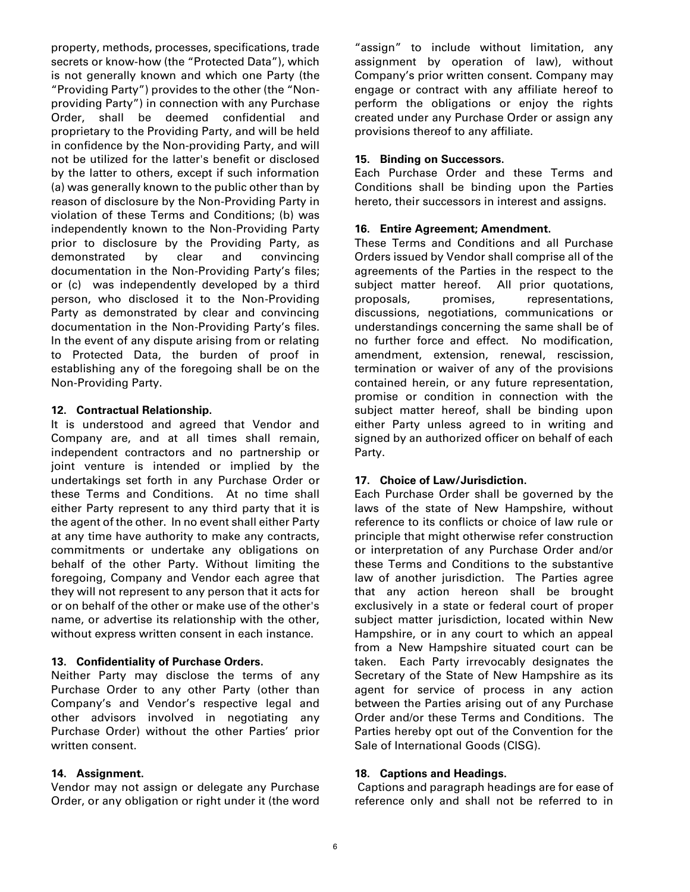property, methods, processes, specifications, trade secrets or know-how (the "Protected Data"), which is not generally known and which one Party (the "Providing Party") provides to the other (the "Non-providing Party") in connection with any Purchase Order, shall be deemed confidential and proprietary to the Providing Party, and will be held in confidence by the Non-providing Party, and will not be utilized for the latter's benefit or disclosed by the latter to others, except if such information (a) was generally known to the public other than by reason of disclosure by the Non-Providing Party in violation of these Terms and Conditions; (b) was independently known to the Non-Providing Party prior to disclosure by the Providing Party, as demonstrated by clear and convincing documentation in the Non-Providing Party's files; or (c) was independently developed by a third person, who disclosed it to the Non-Providing Party as demonstrated by clear and convincing documentation in the Non-Providing Party's files. In the event of any dispute arising from or relating to Protected Data, the burden of proof in establishing any of the foregoing shall be on the Non-Providing Party.

**12. Contractual Relationship.**

It is understood and agreed that Vendor and Company are, and at all times shall remain, independent contractors and no partnership or joint venture is intended or implied by the undertakings set forth in any Purchase Order or these Terms and Conditions. At no time shall either Party represent to any third party that it is the agent of the other. In no event shall either Party at any time have authority to make any contracts, commitments or undertake any obligations on behalf of the other Party. Without limiting the foregoing, Company and Vendor each agree that they will not represent to any person that it acts for or on behalf of the other or make use of the other's name, or advertise its relationship with the other, without express written consent in each instance.

**13. Confidentiality of Purchase Orders.**

Neither Party may disclose the terms of any Purchase Order to any other Party (other than Company's and Vendor's respective legal and other advisors involved in negotiating any Purchase Order) without the other Parties' prior written consent.

**14. Assignment.**

Vendor may not assign or delegate any Purchase Order, or any obligation or right under it (the word "assign" to include without limitation, any assignment by operation of law), without Company's prior written consent. Company may engage or contract with any affiliate hereof to perform the obligations or enjoy the rights created under any Purchase Order or assign any provisions thereof to any affiliate.

**15. Binding on Successors.**

Each Purchase Order and these Terms and Conditions shall be binding upon the Parties hereto, their successors in interest and assigns.

**16. Entire Agreement; Amendment.**

These Terms and Conditions and all Purchase Orders issued by Vendor shall comprise all of the agreements of the Parties in the respect to the subject matter hereof. All prior quotations, proposals, promises, representations, discussions, negotiations, communications or understandings concerning the same shall be of no further force and effect. No modification, amendment, extension, renewal, rescission, termination or waiver of any of the provisions contained herein, or any future representation, promise or condition in connection with the subject matter hereof, shall be binding upon either Party unless agreed to in writing and signed by an authorized officer on behalf of each Party.

**17. Choice of Law/Jurisdiction.**

Each Purchase Order shall be governed by the laws of the state of New Hampshire, without reference to its conflicts or choice of law rule or principle that might otherwise refer construction or interpretation of any Purchase Order and/or these Terms and Conditions to the substantive law of another jurisdiction. The Parties agree that any action hereon shall be brought exclusively in a state or federal court of proper subject matter jurisdiction, located within New Hampshire, or in any court to which an appeal from a New Hampshire situated court can be taken. Each Party irrevocably designates the Secretary of the State of New Hampshire as its agent for service of process in any action between the Parties arising out of any Purchase Order and/or these Terms and Conditions. The Parties hereby opt out of the Convention for the Sale of International Goods (CISG).

**18. Captions and Headings.**

Captions and paragraph headings are for ease of reference only and shall not be referred to in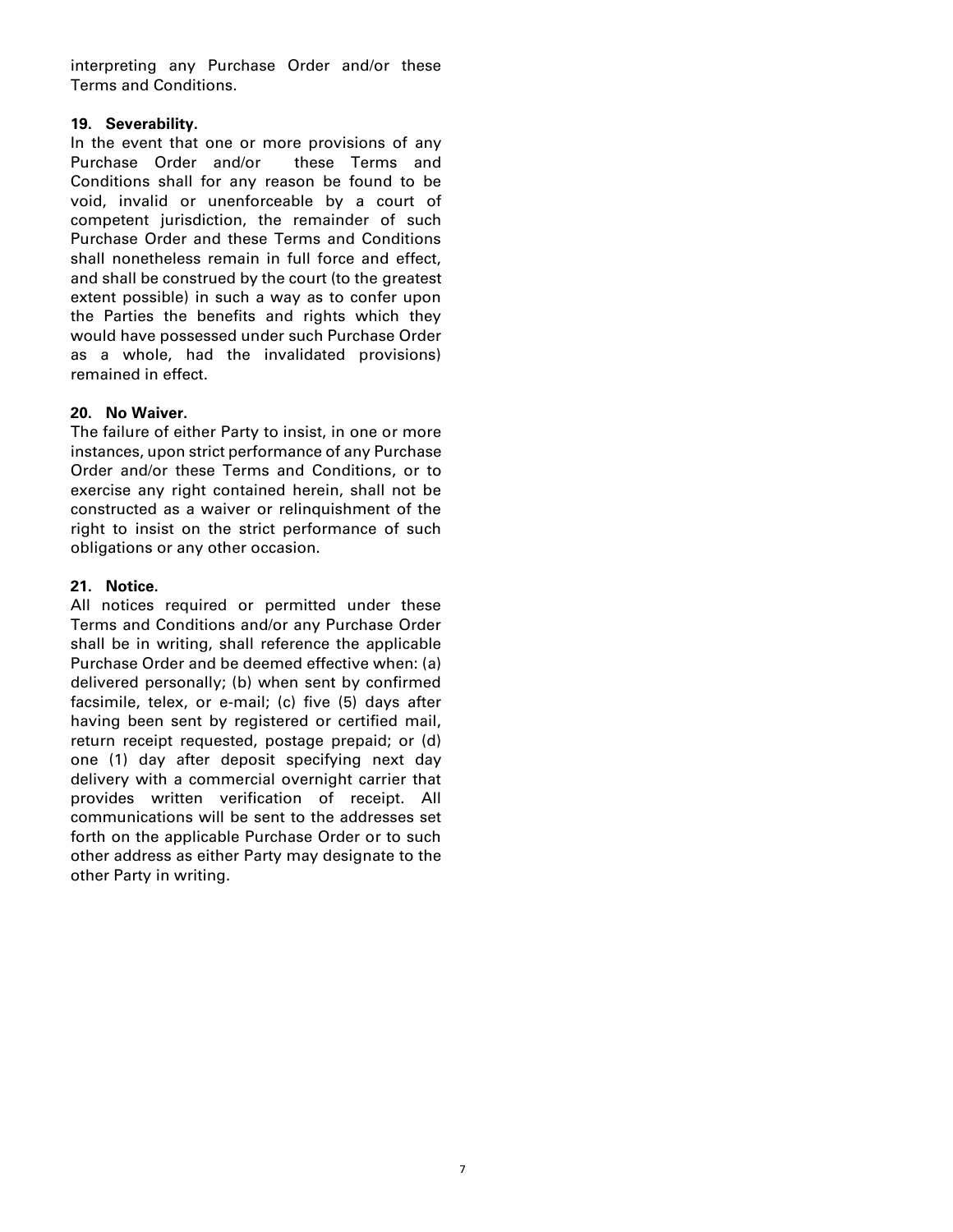interpreting any Purchase Order and/or these Terms and Conditions.

**19. Severability.**

In the event that one or more provisions of any Purchase Order and/or these Terms and Conditions shall for any reason be found to be void, invalid or unenforceable by a court of competent jurisdiction, the remainder of such Purchase Order and these Terms and Conditions shall nonetheless remain in full force and effect, and shall be construed by the court (to the greatest extent possible) in such a way as to confer upon the Parties the benefits and rights which they would have possessed under such Purchase Order as a whole, had the invalidated provisions) remained in effect.

**20. No Waiver.**

The failure of either Party to insist, in one or more instances, upon strict performance of any Purchase Order and/or these Terms and Conditions, or to exercise any right contained herein, shall not be constructed as a waiver or relinquishment of the right to insist on the strict performance of such obligations or any other occasion.

**21. Notice.**

All notices required or permitted under these Terms and Conditions and/or any Purchase Order shall be in writing, shall reference the applicable Purchase Order and be deemed effective when: (a) delivered personally; (b) when sent by confirmed facsimile, telex, or e-mail; (c) five (5) days after having been sent by registered or certified mail, return receipt requested, postage prepaid; or (d) one (1) day after deposit specifying next day delivery with a commercial overnight carrier that provides written verification of receipt. All communications will be sent to the addresses set forth on the applicable Purchase Order or to such other address as either Party may designate to the other Party in writing.